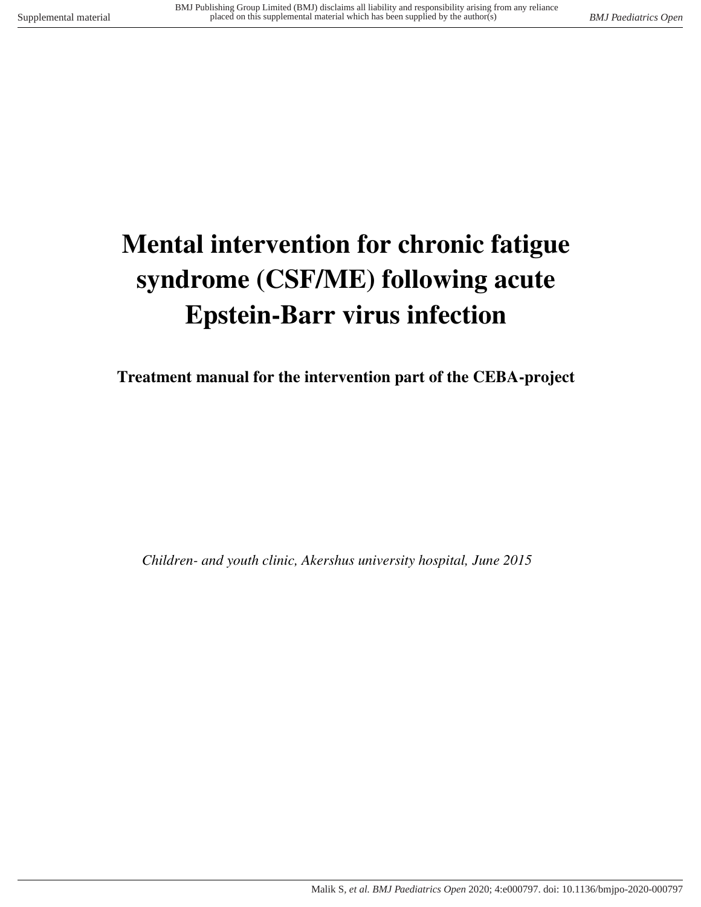# Mental intervention for chronic fatigue syndrome (CSF/ME) following acute Epstein-Barr virus infection

**Treatment manual for the intervention part of the CEBA-project**

*Children- and youth clinic, Akershus university hospital, June 2015*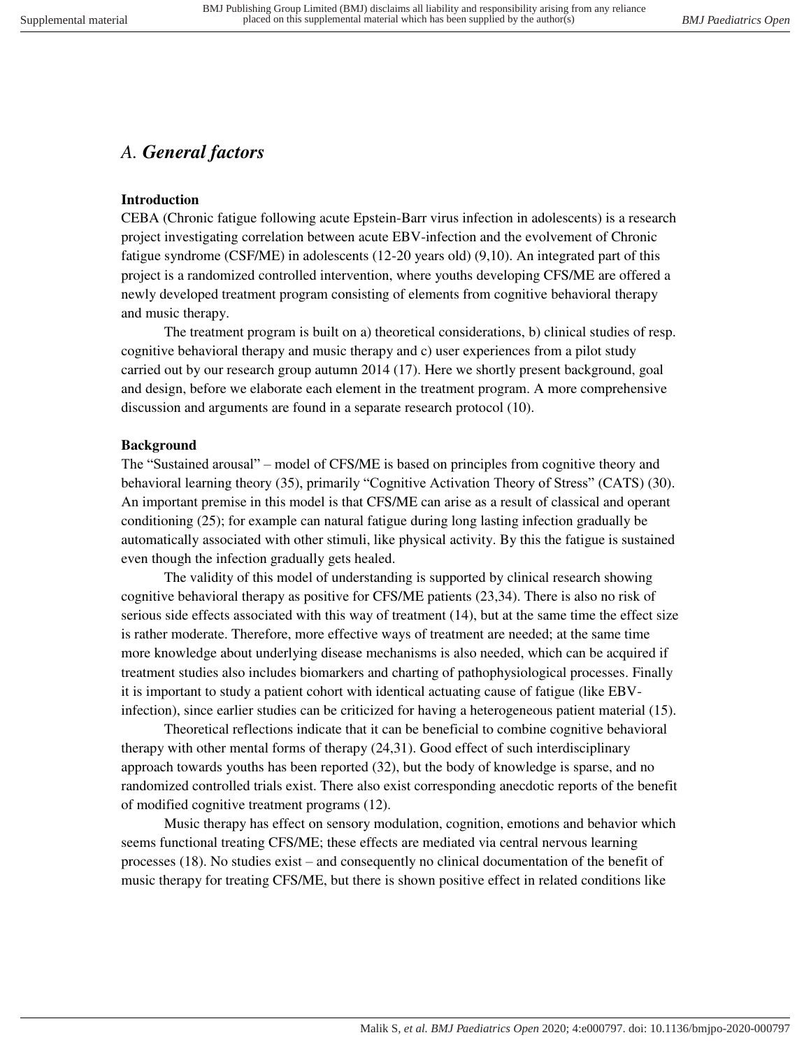## A. *General factors*

**Introduction**

CEBA (Chronic fatigue following acute Epstein-Barr virus infection in adolescents) is a research project investigating correlation between acute EBV-infection and the evolvement of Chronic fatigue syndrome (CSF/ME) in adolescents (12-20 years old) (9,10). An integrated part of this project is a randomized controlled intervention, where youths developing CFS/ME are offered a newly developed treatment program consisting of elements from cognitive behavioral therapy and music therapy.

The treatment program is built on a) theoretical considerations, b) clinical studies of resp. cognitive behavioral therapy and music therapy and c) user experiences from a pilot study carried out by our research group autumn 2014 (17). Here we shortly present background, goal and design, before we elaborate each element in the treatment program. A more comprehensive discussion and arguments are found in a separate research protocol (10).

**Background**

The "Sustained arousal" – model of CFS/ME is based on principles from cognitive theory and behavioral learning theory (35), primarily "Cognitive Activation Theory of Stress" (CATS) (30). An important premise in this model is that CFS/ME can arise as a result of classical and operant conditioning (25); for example can natural fatigue during long lasting infection gradually be automatically associated with other stimuli, like physical activity. By this the fatigue is sustained even though the infection gradually gets healed.

The validity of this model of understanding is supported by clinical research showing cognitive behavioral therapy as positive for CFS/ME patients (23,34). There is also no risk of serious side effects associated with this way of treatment (14), but at the same time the effect size is rather moderate. Therefore, more effective ways of treatment are needed; at the same time more knowledge about underlying disease mechanisms is also needed, which can be acquired if treatment studies also includes biomarkers and charting of pathophysiological processes. Finally it is important to study a patient cohort with identical actuating cause of fatigue (like EBV-infection), since earlier studies can be criticized for having a heterogeneous patient material (15).

Theoretical reflections indicate that it can be beneficial to combine cognitive behavioral therapy with other mental forms of therapy (24,31). Good effect of such interdisciplinary approach towards youths has been reported (32), but the body of knowledge is sparse, and no randomized controlled trials exist. There also exist corresponding anecdotic reports of the benefit of modified cognitive treatment programs (12).

Music therapy has effect on sensory modulation, cognition, emotions and behavior which seems functional treating CFS/ME; these effects are mediated via central nervous learning processes (18). No studies exist – and consequently no clinical documentation of the benefit of music therapy for treating CFS/ME, but there is shown positive effect in related conditions like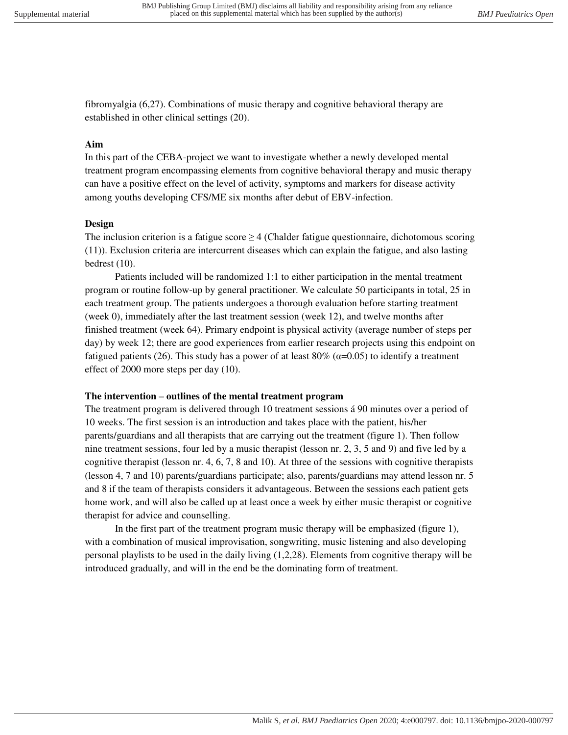fibromyalgia (6,27). Combinations of music therapy and cognitive behavioral therapy are established in other clinical settings (20).

**Aim**

In this part of the CEBA-project we want to investigate whether a newly developed mental treatment program encompassing elements from cognitive behavioral therapy and music therapy can have a positive effect on the level of activity, symptoms and markers for disease activity among youths developing CFS/ME six months after debut of EBV-infection.

**Design**

The inclusion criterion is a fatigue score ≥ 4 (Chalder fatigue questionnaire, dichotomous scoring (11)). Exclusion criteria are intercurrent diseases which can explain the fatigue, and also lasting bedrest (10).

Patients included will be randomized 1:1 to either participation in the mental treatment program or routine follow-up by general practitioner. We calculate 50 participants in total, 25 in each treatment group. The patients undergoes a thorough evaluation before starting treatment (week 0), immediately after the last treatment session (week 12), and twelve months after finished treatment (week 64). Primary endpoint is physical activity (average number of steps per day) by week 12; there are good experiences from earlier research projects using this endpoint on fatigued patients (26). This study has a power of at least 80% ($\alpha$=0.05) to identify a treatment effect of 2000 more steps per day (10).

**The intervention – outlines of the mental treatment program**

The treatment program is delivered through 10 treatment sessions á 90 minutes over a period of 10 weeks. The first session is an introduction and takes place with the patient, his/her parents/guardians and all therapists that are carrying out the treatment (figure 1). Then follow nine treatment sessions, four led by a music therapist (lesson nr. 2, 3, 5 and 9) and five led by a cognitive therapist (lesson nr. 4, 6, 7, 8 and 10). At three of the sessions with cognitive therapists (lesson 4, 7 and 10) parents/guardians participate; also, parents/guardians may attend lesson nr. 5 and 8 if the team of therapists considers it advantageous. Between the sessions each patient gets home work, and will also be called up at least once a week by either music therapist or cognitive therapist for advice and counselling.

In the first part of the treatment program music therapy will be emphasized (figure 1), with a combination of musical improvisation, songwriting, music listening and also developing personal playlists to be used in the daily living (1,2,28). Elements from cognitive therapy will be introduced gradually, and will in the end be the dominating form of treatment.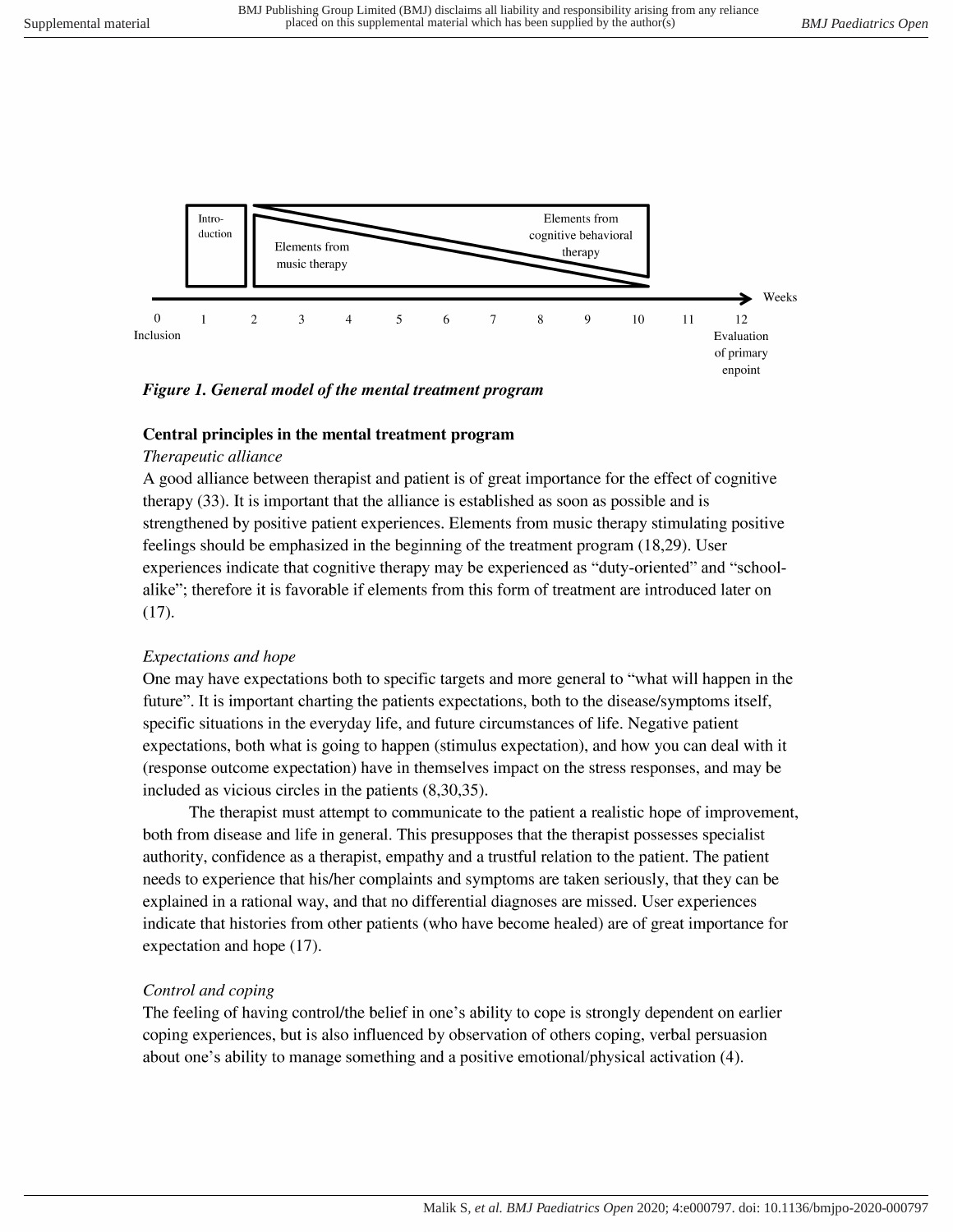Intro-duction

Elements from music therapy

Elements from cognitive behavioral therapy

Weeks

0 Inclusion | 1 | 2 | 3 | 4 | 5 | 6 | 7 | 8 | 9 | 10 | 11 | 12 Evaluation of primary enpoint

***Figure 1. General model of the mental treatment program***

**Central principles in the mental treatment program**

*Therapeutic alliance*

A good alliance between therapist and patient is of great importance for the effect of cognitive therapy (33). It is important that the alliance is established as soon as possible and is strengthened by positive patient experiences. Elements from music therapy stimulating positive feelings should be emphasized in the beginning of the treatment program (18,29). User experiences indicate that cognitive therapy may be experienced as "duty-oriented" and "school-alike"; therefore it is favorable if elements from this form of treatment are introduced later on (17).

*Expectations and hope*

One may have expectations both to specific targets and more general to "what will happen in the future". It is important charting the patients expectations, both to the disease/symptoms itself, specific situations in the everyday life, and future circumstances of life. Negative patient expectations, both what is going to happen (stimulus expectation), and how you can deal with it (response outcome expectation) have in themselves impact on the stress responses, and may be included as vicious circles in the patients (8,30,35).

The therapist must attempt to communicate to the patient a realistic hope of improvement, both from disease and life in general. This presupposes that the therapist possesses specialist authority, confidence as a therapist, empathy and a trustful relation to the patient. The patient needs to experience that his/her complaints and symptoms are taken seriously, that they can be explained in a rational way, and that no differential diagnoses are missed. User experiences indicate that histories from other patients (who have become healed) are of great importance for expectation and hope (17).

*Control and coping*

The feeling of having control/the belief in one's ability to cope is strongly dependent on earlier coping experiences, but is also influenced by observation of others coping, verbal persuasion about one's ability to manage something and a positive emotional/physical activation (4).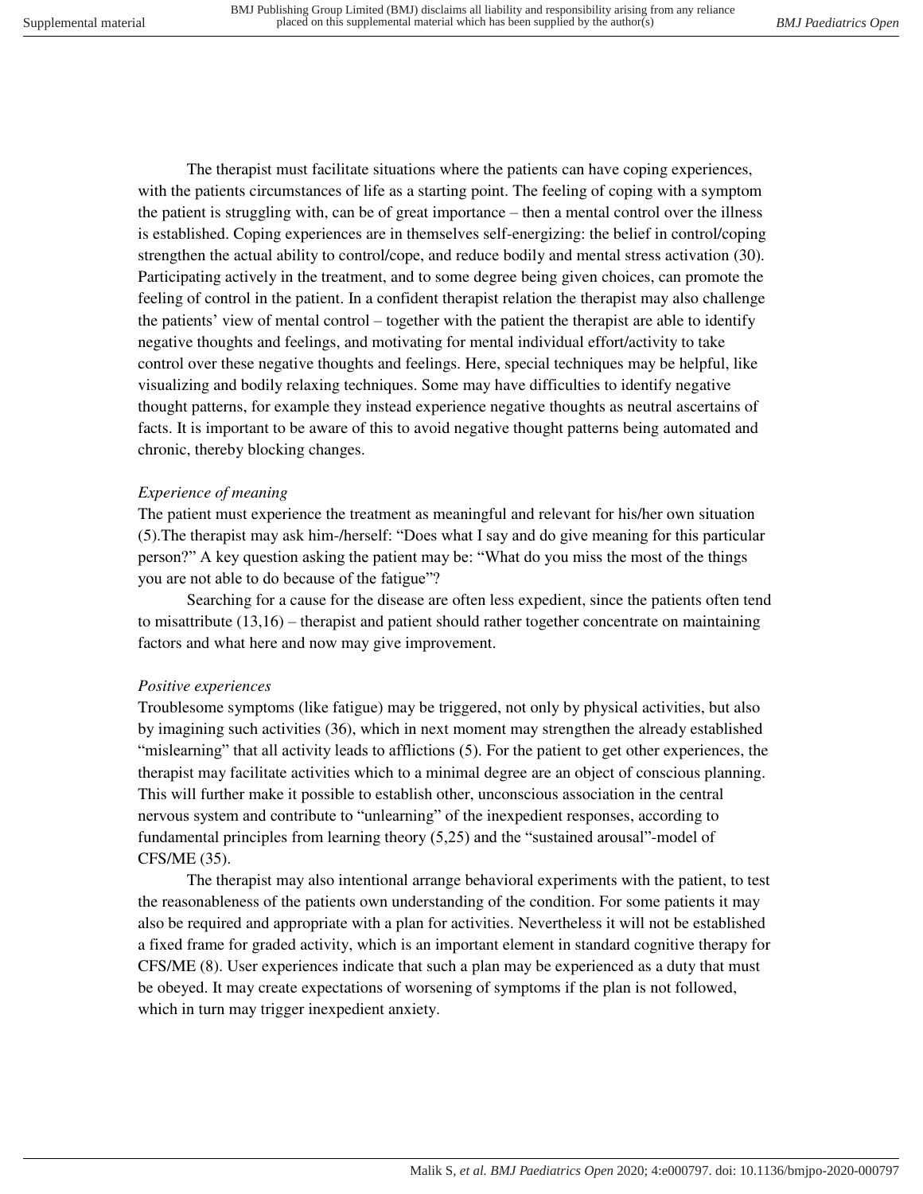The therapist must facilitate situations where the patients can have coping experiences, with the patients circumstances of life as a starting point. The feeling of coping with a symptom the patient is struggling with, can be of great importance – then a mental control over the illness is established. Coping experiences are in themselves self-energizing: the belief in control/coping strengthen the actual ability to control/cope, and reduce bodily and mental stress activation (30). Participating actively in the treatment, and to some degree being given choices, can promote the feeling of control in the patient. In a confident therapist relation the therapist may also challenge the patients' view of mental control – together with the patient the therapist are able to identify negative thoughts and feelings, and motivating for mental individual effort/activity to take control over these negative thoughts and feelings. Here, special techniques may be helpful, like visualizing and bodily relaxing techniques. Some may have difficulties to identify negative thought patterns, for example they instead experience negative thoughts as neutral ascertains of facts. It is important to be aware of this to avoid negative thought patterns being automated and chronic, thereby blocking changes.

*Experience of meaning*

The patient must experience the treatment as meaningful and relevant for his/her own situation (5).The therapist may ask him-/herself: "Does what I say and do give meaning for this particular person?" A key question asking the patient may be: "What do you miss the most of the things you are not able to do because of the fatigue"?

Searching for a cause for the disease are often less expedient, since the patients often tend to misattribute (13,16) – therapist and patient should rather together concentrate on maintaining factors and what here and now may give improvement.

*Positive experiences*

Troublesome symptoms (like fatigue) may be triggered, not only by physical activities, but also by imagining such activities (36), which in next moment may strengthen the already established "mislearning" that all activity leads to afflictions (5). For the patient to get other experiences, the therapist may facilitate activities which to a minimal degree are an object of conscious planning. This will further make it possible to establish other, unconscious association in the central nervous system and contribute to "unlearning" of the inexpedient responses, according to fundamental principles from learning theory (5,25) and the "sustained arousal"-model of CFS/ME (35).

The therapist may also intentional arrange behavioral experiments with the patient, to test the reasonableness of the patients own understanding of the condition. For some patients it may also be required and appropriate with a plan for activities. Nevertheless it will not be established a fixed frame for graded activity, which is an important element in standard cognitive therapy for CFS/ME (8). User experiences indicate that such a plan may be experienced as a duty that must be obeyed. It may create expectations of worsening of symptoms if the plan is not followed, which in turn may trigger inexpedient anxiety.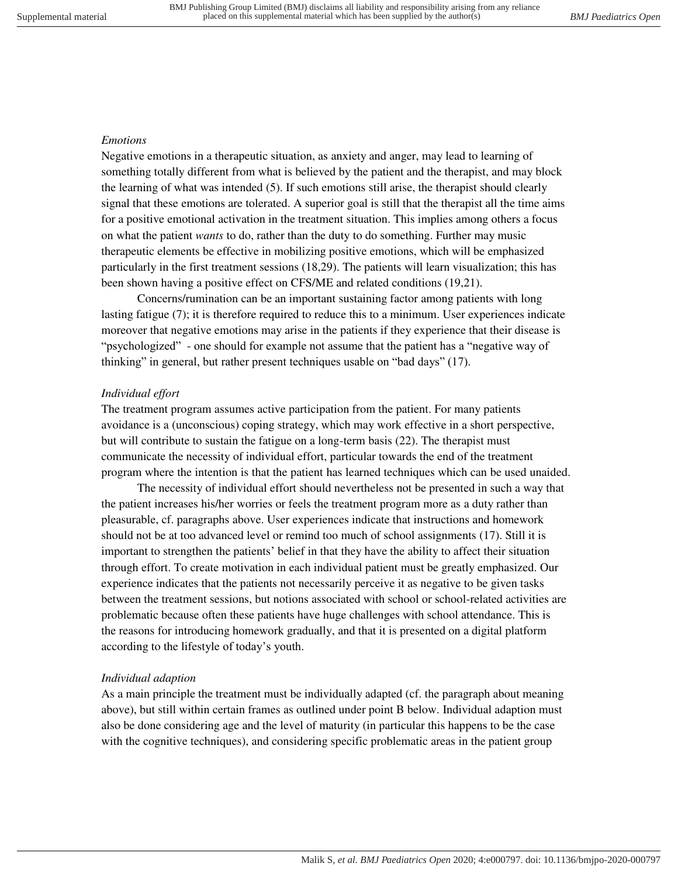*Emotions*

Negative emotions in a therapeutic situation, as anxiety and anger, may lead to learning of something totally different from what is believed by the patient and the therapist, and may block the learning of what was intended (5). If such emotions still arise, the therapist should clearly signal that these emotions are tolerated. A superior goal is still that the therapist all the time aims for a positive emotional activation in the treatment situation. This implies among others a focus on what the patient *wants* to do, rather than the duty to do something. Further may music therapeutic elements be effective in mobilizing positive emotions, which will be emphasized particularly in the first treatment sessions (18,29). The patients will learn visualization; this has been shown having a positive effect on CFS/ME and related conditions (19,21).

Concerns/rumination can be an important sustaining factor among patients with long lasting fatigue (7); it is therefore required to reduce this to a minimum. User experiences indicate moreover that negative emotions may arise in the patients if they experience that their disease is "psychologized" - one should for example not assume that the patient has a "negative way of thinking" in general, but rather present techniques usable on "bad days" (17).

*Individual effort*

The treatment program assumes active participation from the patient. For many patients avoidance is a (unconscious) coping strategy, which may work effective in a short perspective, but will contribute to sustain the fatigue on a long-term basis (22). The therapist must communicate the necessity of individual effort, particular towards the end of the treatment program where the intention is that the patient has learned techniques which can be used unaided.

The necessity of individual effort should nevertheless not be presented in such a way that the patient increases his/her worries or feels the treatment program more as a duty rather than pleasurable, cf. paragraphs above. User experiences indicate that instructions and homework should not be at too advanced level or remind too much of school assignments (17). Still it is important to strengthen the patients' belief in that they have the ability to affect their situation through effort. To create motivation in each individual patient must be greatly emphasized. Our experience indicates that the patients not necessarily perceive it as negative to be given tasks between the treatment sessions, but notions associated with school or school-related activities are problematic because often these patients have huge challenges with school attendance. This is the reasons for introducing homework gradually, and that it is presented on a digital platform according to the lifestyle of today's youth.

*Individual adaption*

As a main principle the treatment must be individually adapted (cf. the paragraph about meaning above), but still within certain frames as outlined under point B below. Individual adaption must also be done considering age and the level of maturity (in particular this happens to be the case with the cognitive techniques), and considering specific problematic areas in the patient group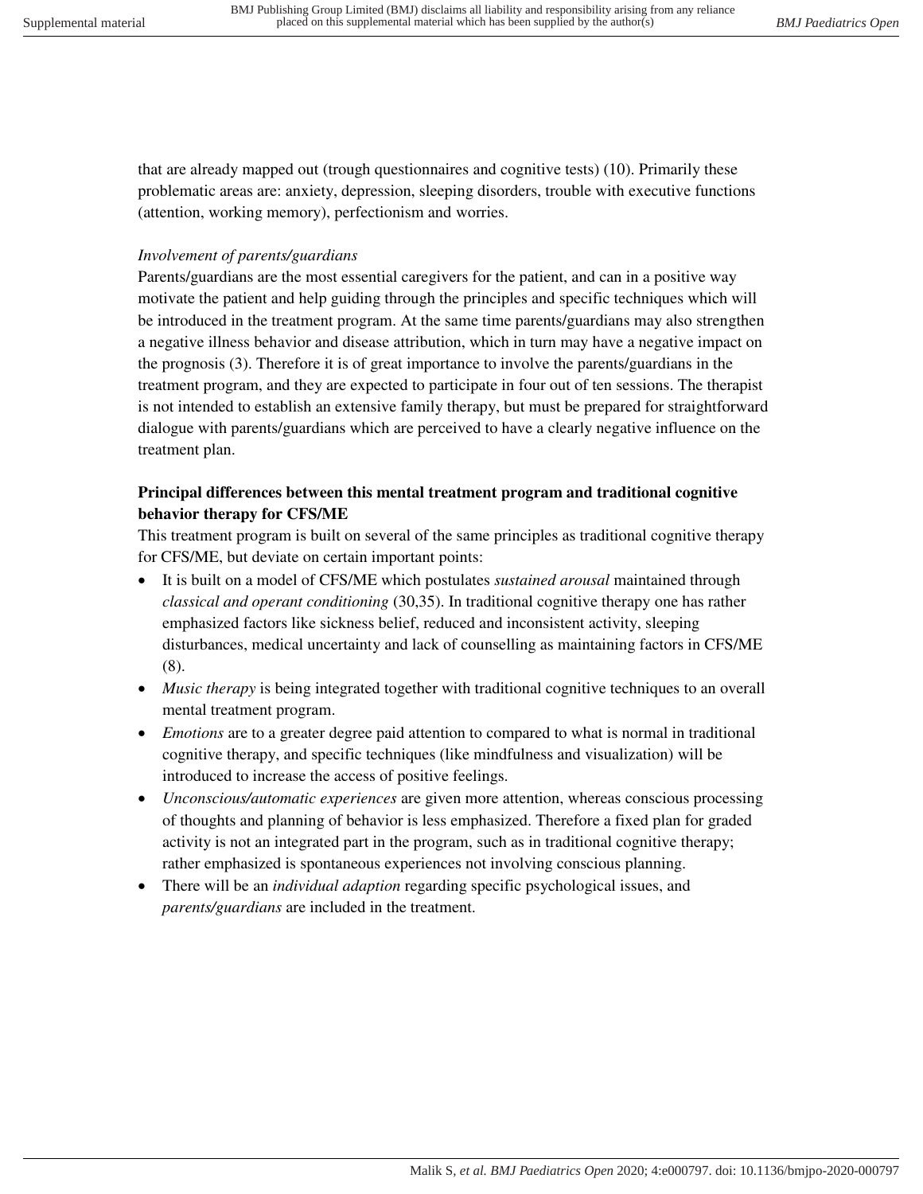that are already mapped out (trough questionnaires and cognitive tests) (10). Primarily these problematic areas are: anxiety, depression, sleeping disorders, trouble with executive functions (attention, working memory), perfectionism and worries.

*Involvement of parents/guardians*

Parents/guardians are the most essential caregivers for the patient, and can in a positive way motivate the patient and help guiding through the principles and specific techniques which will be introduced in the treatment program. At the same time parents/guardians may also strengthen a negative illness behavior and disease attribution, which in turn may have a negative impact on the prognosis (3). Therefore it is of great importance to involve the parents/guardians in the treatment program, and they are expected to participate in four out of ten sessions. The therapist is not intended to establish an extensive family therapy, but must be prepared for straightforward dialogue with parents/guardians which are perceived to have a clearly negative influence on the treatment plan.

**Principal differences between this mental treatment program and traditional cognitive behavior therapy for CFS/ME**

This treatment program is built on several of the same principles as traditional cognitive therapy for CFS/ME, but deviate on certain important points:

- It is built on a model of CFS/ME which postulates *sustained arousal* maintained through *classical and operant conditioning* (30,35). In traditional cognitive therapy one has rather emphasized factors like sickness belief, reduced and inconsistent activity, sleeping disturbances, medical uncertainty and lack of counselling as maintaining factors in CFS/ME (8).
- *Music therapy* is being integrated together with traditional cognitive techniques to an overall mental treatment program.
- *Emotions* are to a greater degree paid attention to compared to what is normal in traditional cognitive therapy, and specific techniques (like mindfulness and visualization) will be introduced to increase the access of positive feelings.
- *Unconscious/automatic experiences* are given more attention, whereas conscious processing of thoughts and planning of behavior is less emphasized. Therefore a fixed plan for graded activity is not an integrated part in the program, such as in traditional cognitive therapy; rather emphasized is spontaneous experiences not involving conscious planning.
- There will be an *individual adaption* regarding specific psychological issues, and *parents/guardians* are included in the treatment.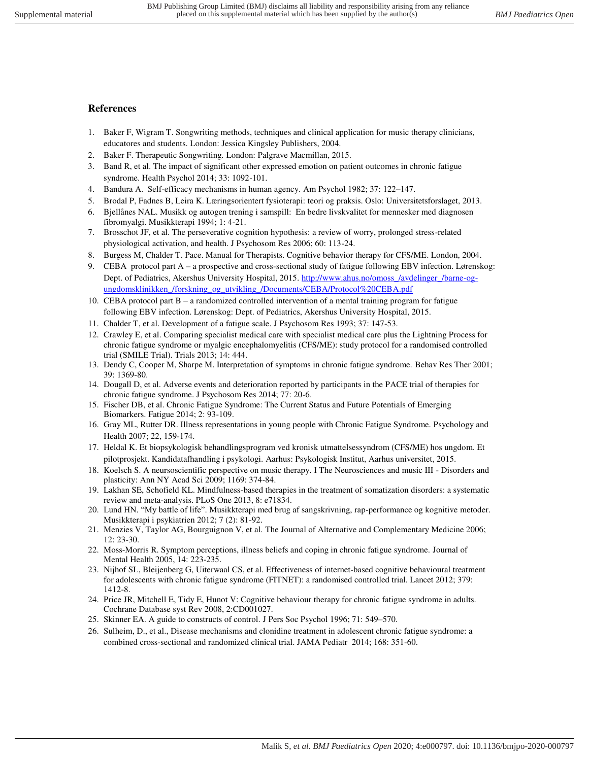## References

1. Baker F, Wigram T. Songwriting methods, techniques and clinical application for music therapy clinicians, educatores and students. London: Jessica Kingsley Publishers, 2004.
2. Baker F. Therapeutic Songwriting. London: Palgrave Macmillan, 2015.
3. Band R, et al. The impact of significant other expressed emotion on patient outcomes in chronic fatigue syndrome. Health Psychol 2014; 33: 1092-101.
4. Bandura A. Self-efficacy mechanisms in human agency. Am Psychol 1982; 37: 122–147.
5. Brodal P, Fadnes B, Leira K. Læringsorientert fysioterapi: teori og praksis. Oslo: Universitetsforslaget, 2013.
6. Bjellånes NAL. Musikk og autogen trening i samspill: En bedre livskvalitet for mennesker med diagnosen fibromyalgi. Musikkterapi 1994; 1: 4-21.
7. Brosschot JF, et al. The perseverative cognition hypothesis: a review of worry, prolonged stress-related physiological activation, and health. J Psychosom Res 2006; 60: 113-24.
8. Burgess M, Chalder T. Pace. Manual for Therapists. Cognitive behavior therapy for CFS/ME. London, 2004.
9. CEBA protocol part A – a prospective and cross-sectional study of fatigue following EBV infection. Lørenskog: Dept. of Pediatrics, Akershus University Hospital, 2015. http://www.ahus.no/omoss_/avdelinger_/barne-og-ungdomsklinikken_/forskning_og_utvikling_/Documents/CEBA/Protocol%20CEBA.pdf
10. CEBA protocol part B – a randomized controlled intervention of a mental training program for fatigue following EBV infection. Lørenskog: Dept. of Pediatrics, Akershus University Hospital, 2015.
11. Chalder T, et al. Development of a fatigue scale. J Psychosom Res 1993; 37: 147-53.
12. Crawley E, et al. Comparing specialist medical care with specialist medical care plus the Lightning Process for chronic fatigue syndrome or myalgic encephalomyelitis (CFS/ME): study protocol for a randomised controlled trial (SMILE Trial). Trials 2013; 14: 444.
13. Dendy C, Cooper M, Sharpe M. Interpretation of symptoms in chronic fatigue syndrome. Behav Res Ther 2001; 39: 1369-80.
14. Dougall D, et al. Adverse events and deterioration reported by participants in the PACE trial of therapies for chronic fatigue syndrome. J Psychosom Res 2014; 77: 20-6.
15. Fischer DB, et al. Chronic Fatigue Syndrome: The Current Status and Future Potentials of Emerging Biomarkers. Fatigue 2014; 2: 93-109.
16. Gray ML, Rutter DR. Illness representations in young people with Chronic Fatigue Syndrome. Psychology and Health 2007; 22, 159-174.
17. Heldal K. Et biopsykologisk behandlingsprogram ved kronisk utmattelsessyndrom (CFS/ME) hos ungdom. Et pilotprosjekt. Kandidatafhandling i psykologi. Aarhus: Psykologisk Institut, Aarhus universitet, 2015.
18. Koelsch S. A neursoscientific perspective on music therapy. I The Neurosciences and music III - Disorders and plasticity: Ann NY Acad Sci 2009; 1169: 374-84.
19. Lakhan SE, Schofield KL. Mindfulness-based therapies in the treatment of somatization disorders: a systematic review and meta-analysis. PLoS One 2013, 8: e71834.
20. Lund HN. "My battle of life". Musikkterapi med brug af sangskrivning, rap-performance og kognitive metoder. Musikkterapi i psykiatrien 2012; 7 (2): 81-92.
21. Menzies V, Taylor AG, Bourguignon V, et al. The Journal of Alternative and Complementary Medicine 2006; 12: 23-30.
22. Moss-Morris R. Symptom perceptions, illness beliefs and coping in chronic fatigue syndrome. Journal of Mental Health 2005, 14: 223-235.
23. Nijhof SL, Bleijenberg G, Uiterwaal CS, et al. Effectiveness of internet-based cognitive behavioural treatment for adolescents with chronic fatigue syndrome (FITNET): a randomised controlled trial. Lancet 2012; 379: 1412-8.
24. Price JR, Mitchell E, Tidy E, Hunot V: Cognitive behaviour therapy for chronic fatigue syndrome in adults. Cochrane Database syst Rev 2008, 2:CD001027.
25. Skinner EA. A guide to constructs of control. J Pers Soc Psychol 1996; 71: 549–570.
26. Sulheim, D., et al., Disease mechanisms and clonidine treatment in adolescent chronic fatigue syndrome: a combined cross-sectional and randomized clinical trial. JAMA Pediatr 2014; 168: 351-60.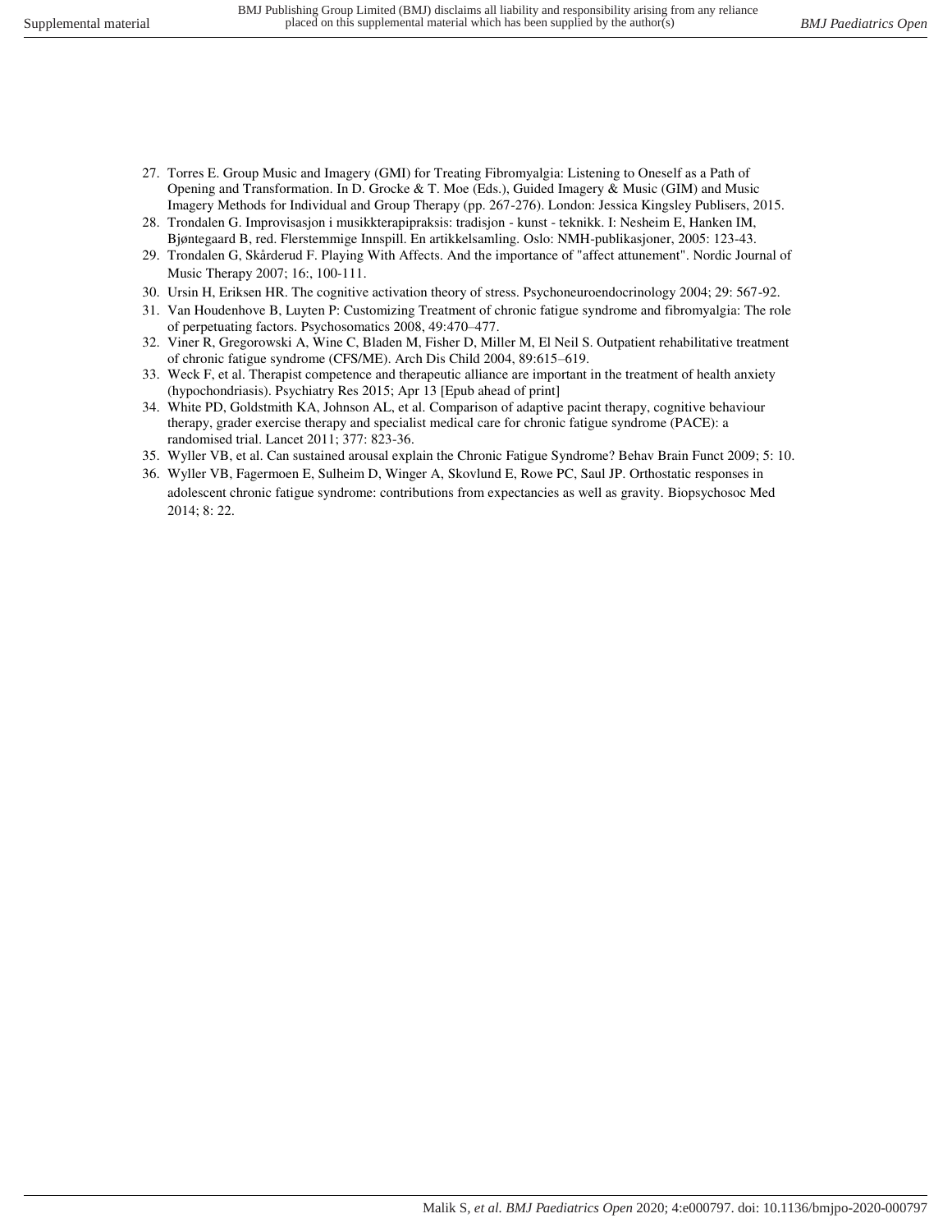27. Torres E. Group Music and Imagery (GMI) for Treating Fibromyalgia: Listening to Oneself as a Path of Opening and Transformation. In D. Grocke & T. Moe (Eds.), Guided Imagery & Music (GIM) and Music Imagery Methods for Individual and Group Therapy (pp. 267-276). London: Jessica Kingsley Publisers, 2015.
28. Trondalen G. Improvisasjon i musikkterapipraksis: tradisjon - kunst - teknikk. I: Nesheim E, Hanken IM, Bjøntegaard B, red. Flerstemmige Innspill. En artikkelsamling. Oslo: NMH-publikasjoner, 2005: 123-43.
29. Trondalen G, Skårderud F. Playing With Affects. And the importance of "affect attunement". Nordic Journal of Music Therapy 2007; 16:, 100-111.
30. Ursin H, Eriksen HR. The cognitive activation theory of stress. Psychoneuroendocrinology 2004; 29: 567-92.
31. Van Houdenhove B, Luyten P: Customizing Treatment of chronic fatigue syndrome and fibromyalgia: The role of perpetuating factors. Psychosomatics 2008, 49:470–477.
32. Viner R, Gregorowski A, Wine C, Bladen M, Fisher D, Miller M, El Neil S. Outpatient rehabilitative treatment of chronic fatigue syndrome (CFS/ME). Arch Dis Child 2004, 89:615–619.
33. Weck F, et al. Therapist competence and therapeutic alliance are important in the treatment of health anxiety (hypochondriasis). Psychiatry Res 2015; Apr 13 [Epub ahead of print]
34. White PD, Goldstmith KA, Johnson AL, et al. Comparison of adaptive pacint therapy, cognitive behaviour therapy, grader exercise therapy and specialist medical care for chronic fatigue syndrome (PACE): a randomised trial. Lancet 2011; 377: 823-36.
35. Wyller VB, et al. Can sustained arousal explain the Chronic Fatigue Syndrome? Behav Brain Funct 2009; 5: 10.
36. Wyller VB, Fagermoen E, Sulheim D, Winger A, Skovlund E, Rowe PC, Saul JP. Orthostatic responses in adolescent chronic fatigue syndrome: contributions from expectancies as well as gravity. Biopsychosoc Med 2014; 8: 22.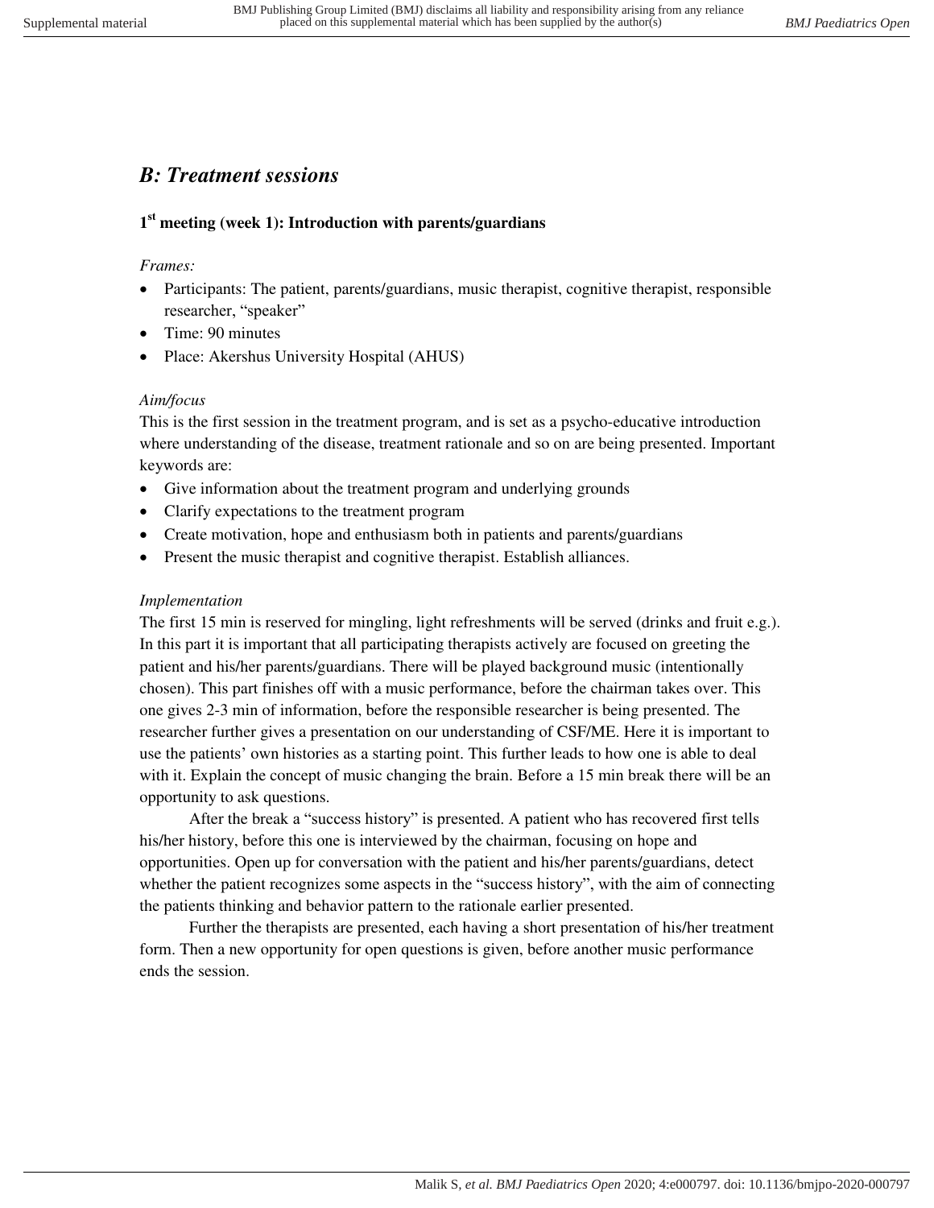## *B: Treatment sessions*

### 1st meeting (week 1): Introduction with parents/guardians

*Frames:*

- Participants: The patient, parents/guardians, music therapist, cognitive therapist, responsible researcher, "speaker"
- Time: 90 minutes
- Place: Akershus University Hospital (AHUS)

*Aim/focus*

This is the first session in the treatment program, and is set as a psycho-educative introduction where understanding of the disease, treatment rationale and so on are being presented. Important keywords are:

- Give information about the treatment program and underlying grounds
- Clarify expectations to the treatment program
- Create motivation, hope and enthusiasm both in patients and parents/guardians
- Present the music therapist and cognitive therapist. Establish alliances.

*Implementation*

The first 15 min is reserved for mingling, light refreshments will be served (drinks and fruit e.g.). In this part it is important that all participating therapists actively are focused on greeting the patient and his/her parents/guardians. There will be played background music (intentionally chosen). This part finishes off with a music performance, before the chairman takes over. This one gives 2-3 min of information, before the responsible researcher is being presented. The researcher further gives a presentation on our understanding of CSF/ME. Here it is important to use the patients' own histories as a starting point. This further leads to how one is able to deal with it. Explain the concept of music changing the brain. Before a 15 min break there will be an opportunity to ask questions.

After the break a "success history" is presented. A patient who has recovered first tells his/her history, before this one is interviewed by the chairman, focusing on hope and opportunities. Open up for conversation with the patient and his/her parents/guardians, detect whether the patient recognizes some aspects in the "success history", with the aim of connecting the patients thinking and behavior pattern to the rationale earlier presented.

Further the therapists are presented, each having a short presentation of his/her treatment form. Then a new opportunity for open questions is given, before another music performance ends the session.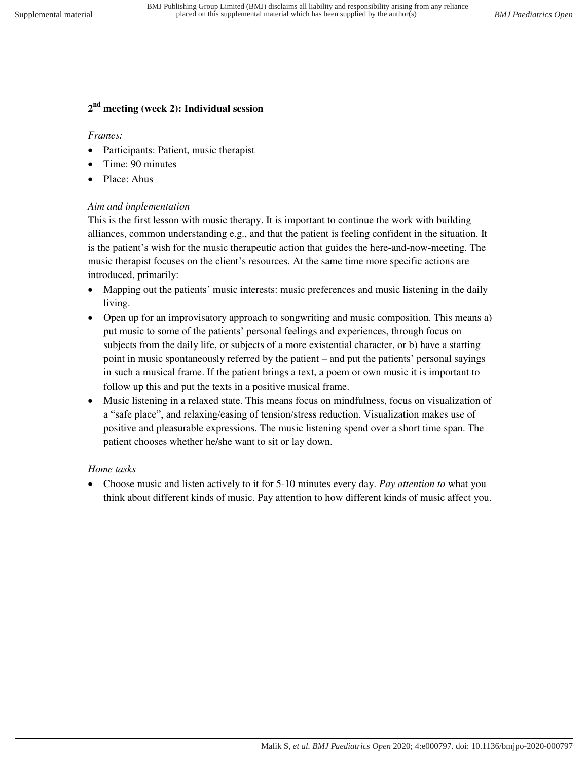**2nd meeting (week 2): Individual session**

*Frames:*

- Participants: Patient, music therapist
- Time: 90 minutes
- Place: Ahus

*Aim and implementation*

This is the first lesson with music therapy. It is important to continue the work with building alliances, common understanding e.g., and that the patient is feeling confident in the situation. It is the patient's wish for the music therapeutic action that guides the here-and-now-meeting. The music therapist focuses on the client's resources. At the same time more specific actions are introduced, primarily:

- Mapping out the patients' music interests: music preferences and music listening in the daily living.
- Open up for an improvisatory approach to songwriting and music composition. This means a) put music to some of the patients' personal feelings and experiences, through focus on subjects from the daily life, or subjects of a more existential character, or b) have a starting point in music spontaneously referred by the patient – and put the patients' personal sayings in such a musical frame. If the patient brings a text, a poem or own music it is important to follow up this and put the texts in a positive musical frame.
- Music listening in a relaxed state. This means focus on mindfulness, focus on visualization of a "safe place", and relaxing/easing of tension/stress reduction. Visualization makes use of positive and pleasurable expressions. The music listening spend over a short time span. The patient chooses whether he/she want to sit or lay down.

*Home tasks*

- Choose music and listen actively to it for 5-10 minutes every day. *Pay attention to* what you think about different kinds of music. Pay attention to how different kinds of music affect you.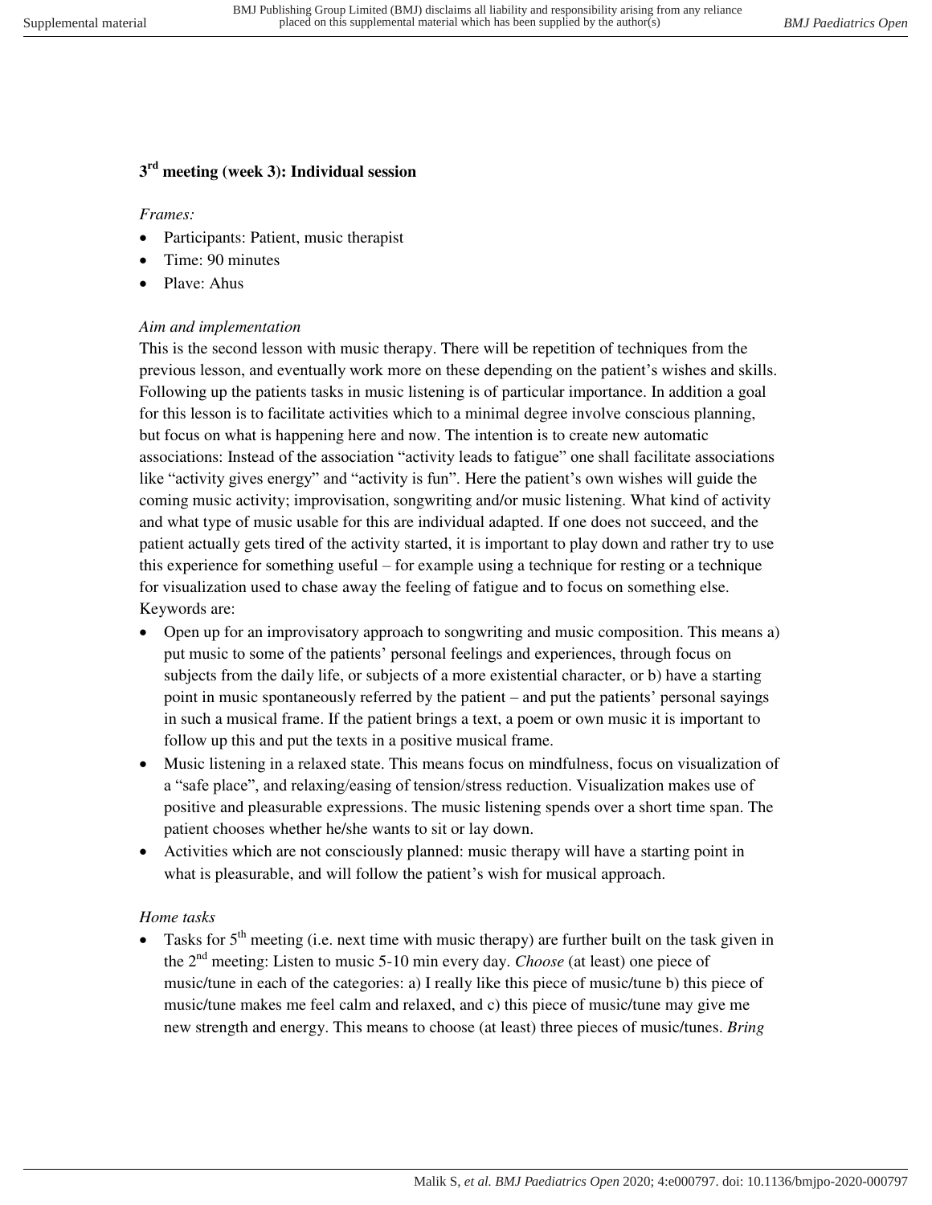### 3rd meeting (week 3): Individual session

*Frames:*

- Participants: Patient, music therapist
- Time: 90 minutes
- Plave: Ahus

*Aim and implementation*

This is the second lesson with music therapy. There will be repetition of techniques from the previous lesson, and eventually work more on these depending on the patient's wishes and skills. Following up the patients tasks in music listening is of particular importance. In addition a goal for this lesson is to facilitate activities which to a minimal degree involve conscious planning, but focus on what is happening here and now. The intention is to create new automatic associations: Instead of the association "activity leads to fatigue" one shall facilitate associations like "activity gives energy" and "activity is fun". Here the patient's own wishes will guide the coming music activity; improvisation, songwriting and/or music listening. What kind of activity and what type of music usable for this are individual adapted. If one does not succeed, and the patient actually gets tired of the activity started, it is important to play down and rather try to use this experience for something useful – for example using a technique for resting or a technique for visualization used to chase away the feeling of fatigue and to focus on something else. Keywords are:

- Open up for an improvisatory approach to songwriting and music composition. This means a) put music to some of the patients' personal feelings and experiences, through focus on subjects from the daily life, or subjects of a more existential character, or b) have a starting point in music spontaneously referred by the patient – and put the patients' personal sayings in such a musical frame. If the patient brings a text, a poem or own music it is important to follow up this and put the texts in a positive musical frame.
- Music listening in a relaxed state. This means focus on mindfulness, focus on visualization of a "safe place", and relaxing/easing of tension/stress reduction. Visualization makes use of positive and pleasurable expressions. The music listening spends over a short time span. The patient chooses whether he/she wants to sit or lay down.
- Activities which are not consciously planned: music therapy will have a starting point in what is pleasurable, and will follow the patient's wish for musical approach.

*Home tasks*

- Tasks for 5th meeting (i.e. next time with music therapy) are further built on the task given in the 2nd meeting: Listen to music 5-10 min every day. *Choose* (at least) one piece of music/tune in each of the categories: a) I really like this piece of music/tune b) this piece of music/tune makes me feel calm and relaxed, and c) this piece of music/tune may give me new strength and energy. This means to choose (at least) three pieces of music/tunes. *Bring*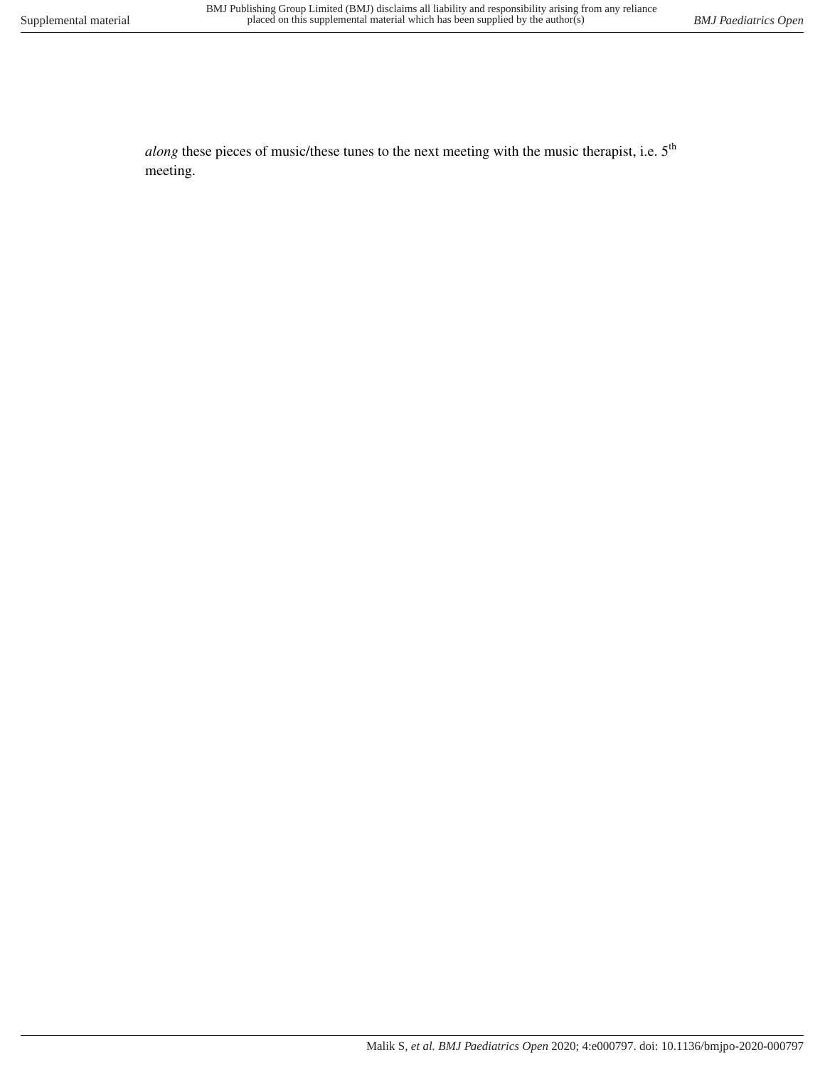*along* these pieces of music/these tunes to the next meeting with the music therapist, i.e. 5th meeting.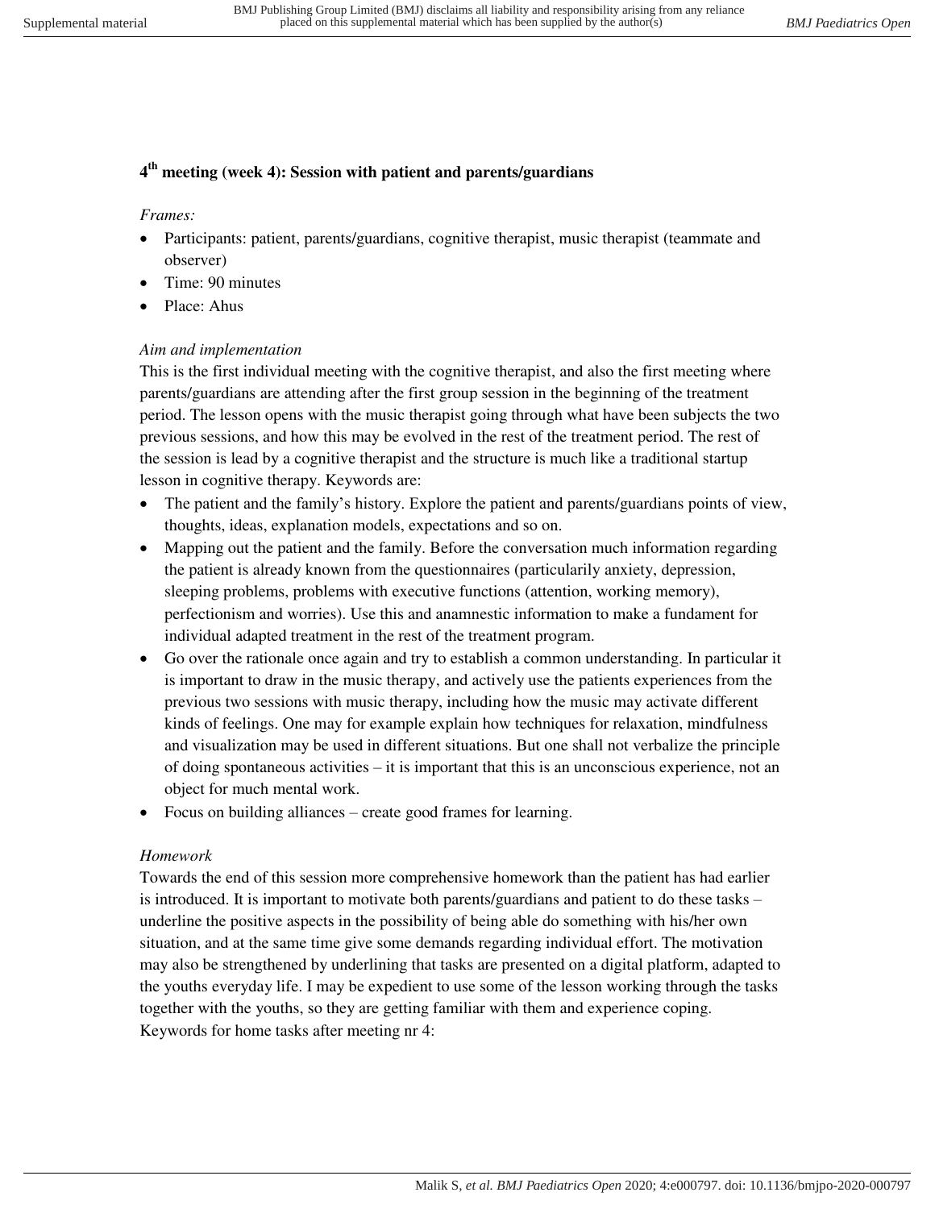### 4th meeting (week 4): Session with patient and parents/guardians

*Frames:*

- Participants: patient, parents/guardians, cognitive therapist, music therapist (teammate and observer)
- Time: 90 minutes
- Place: Ahus

*Aim and implementation*

This is the first individual meeting with the cognitive therapist, and also the first meeting where parents/guardians are attending after the first group session in the beginning of the treatment period. The lesson opens with the music therapist going through what have been subjects the two previous sessions, and how this may be evolved in the rest of the treatment period. The rest of the session is lead by a cognitive therapist and the structure is much like a traditional startup lesson in cognitive therapy. Keywords are:

- The patient and the family's history. Explore the patient and parents/guardians points of view, thoughts, ideas, explanation models, expectations and so on.
- Mapping out the patient and the family. Before the conversation much information regarding the patient is already known from the questionnaires (particularily anxiety, depression, sleeping problems, problems with executive functions (attention, working memory), perfectionism and worries). Use this and anamnestic information to make a fundament for individual adapted treatment in the rest of the treatment program.
- Go over the rationale once again and try to establish a common understanding. In particular it is important to draw in the music therapy, and actively use the patients experiences from the previous two sessions with music therapy, including how the music may activate different kinds of feelings. One may for example explain how techniques for relaxation, mindfulness and visualization may be used in different situations. But one shall not verbalize the principle of doing spontaneous activities – it is important that this is an unconscious experience, not an object for much mental work.
- Focus on building alliances – create good frames for learning.

*Homework*

Towards the end of this session more comprehensive homework than the patient has had earlier is introduced. It is important to motivate both parents/guardians and patient to do these tasks – underline the positive aspects in the possibility of being able do something with his/her own situation, and at the same time give some demands regarding individual effort. The motivation may also be strengthened by underlining that tasks are presented on a digital platform, adapted to the youths everyday life. I may be expedient to use some of the lesson working through the tasks together with the youths, so they are getting familiar with them and experience coping. Keywords for home tasks after meeting nr 4: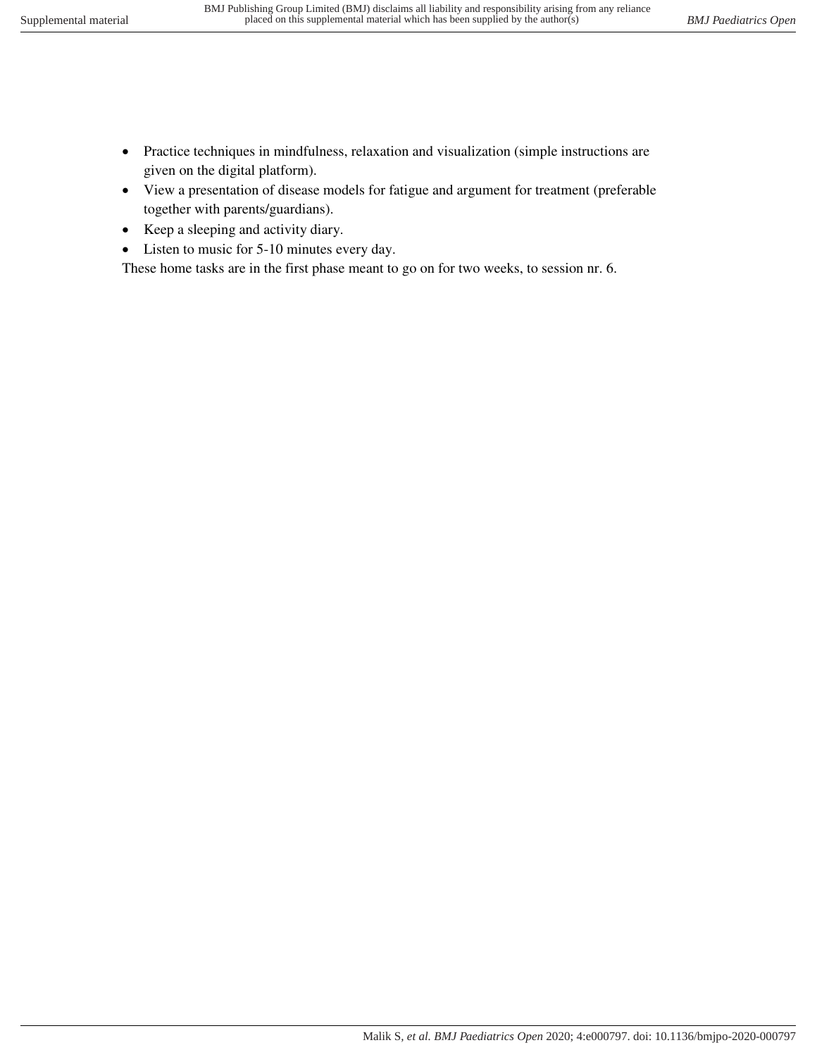- Practice techniques in mindfulness, relaxation and visualization (simple instructions are given on the digital platform).
- View a presentation of disease models for fatigue and argument for treatment (preferable together with parents/guardians).
- Keep a sleeping and activity diary.
- Listen to music for 5-10 minutes every day.

These home tasks are in the first phase meant to go on for two weeks, to session nr. 6.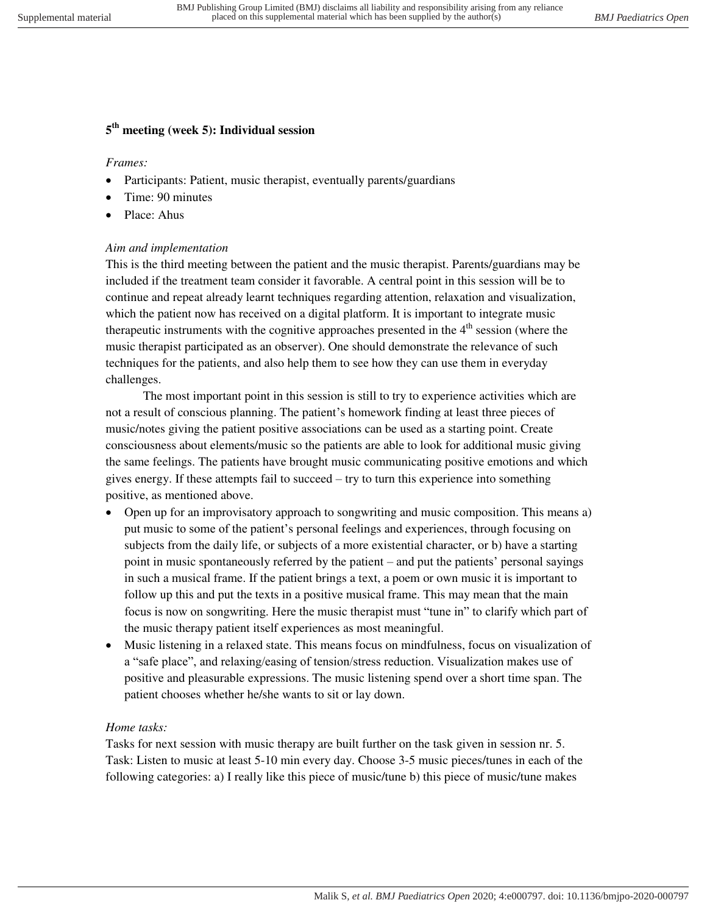### 5th meeting (week 5): Individual session

*Frames:*

- Participants: Patient, music therapist, eventually parents/guardians
- Time: 90 minutes
- Place: Ahus

*Aim and implementation*

This is the third meeting between the patient and the music therapist. Parents/guardians may be included if the treatment team consider it favorable. A central point in this session will be to continue and repeat already learnt techniques regarding attention, relaxation and visualization, which the patient now has received on a digital platform. It is important to integrate music therapeutic instruments with the cognitive approaches presented in the 4th session (where the music therapist participated as an observer). One should demonstrate the relevance of such techniques for the patients, and also help them to see how they can use them in everyday challenges.

The most important point in this session is still to try to experience activities which are not a result of conscious planning. The patient's homework finding at least three pieces of music/notes giving the patient positive associations can be used as a starting point. Create consciousness about elements/music so the patients are able to look for additional music giving the same feelings. The patients have brought music communicating positive emotions and which gives energy. If these attempts fail to succeed – try to turn this experience into something positive, as mentioned above.

- Open up for an improvisatory approach to songwriting and music composition. This means a) put music to some of the patient's personal feelings and experiences, through focusing on subjects from the daily life, or subjects of a more existential character, or b) have a starting point in music spontaneously referred by the patient – and put the patients' personal sayings in such a musical frame. If the patient brings a text, a poem or own music it is important to follow up this and put the texts in a positive musical frame. This may mean that the main focus is now on songwriting. Here the music therapist must "tune in" to clarify which part of the music therapy patient itself experiences as most meaningful.
- Music listening in a relaxed state. This means focus on mindfulness, focus on visualization of a "safe place", and relaxing/easing of tension/stress reduction. Visualization makes use of positive and pleasurable expressions. The music listening spend over a short time span. The patient chooses whether he/she wants to sit or lay down.

*Home tasks:*

Tasks for next session with music therapy are built further on the task given in session nr. 5. Task: Listen to music at least 5-10 min every day. Choose 3-5 music pieces/tunes in each of the following categories: a) I really like this piece of music/tune b) this piece of music/tune makes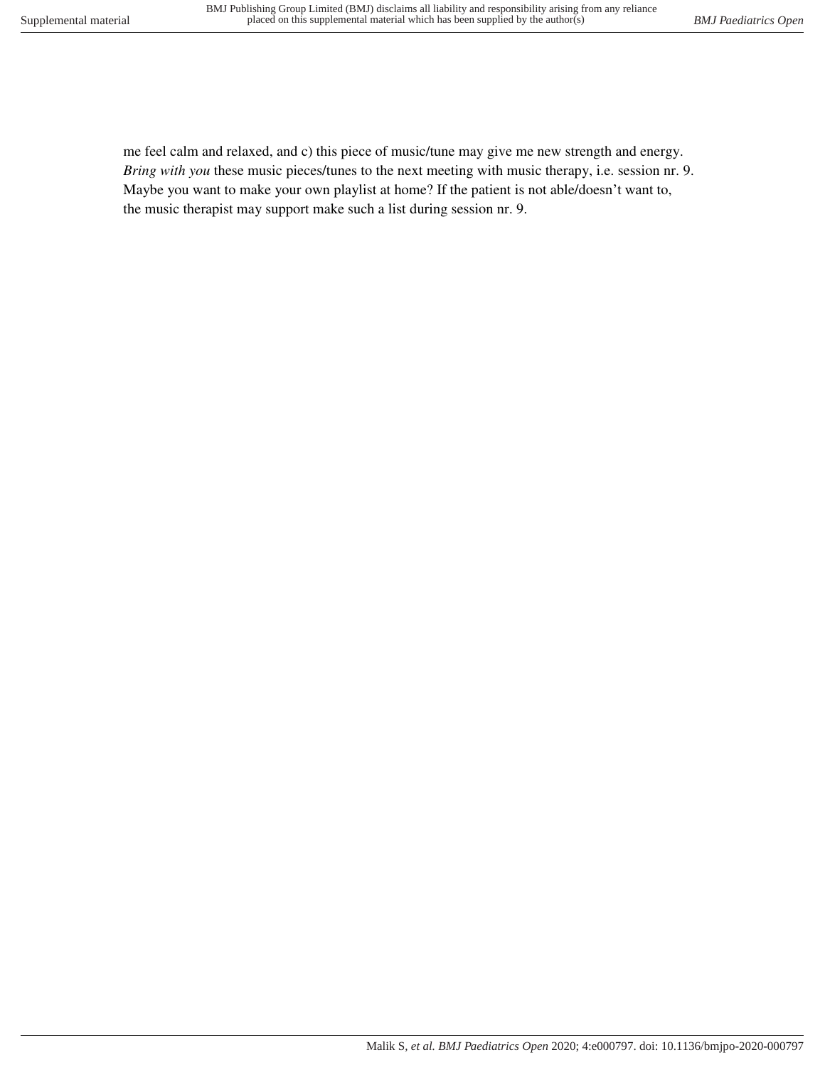me feel calm and relaxed, and c) this piece of music/tune may give me new strength and energy. *Bring with you* these music pieces/tunes to the next meeting with music therapy, i.e. session nr. 9. Maybe you want to make your own playlist at home? If the patient is not able/doesn't want to, the music therapist may support make such a list during session nr. 9.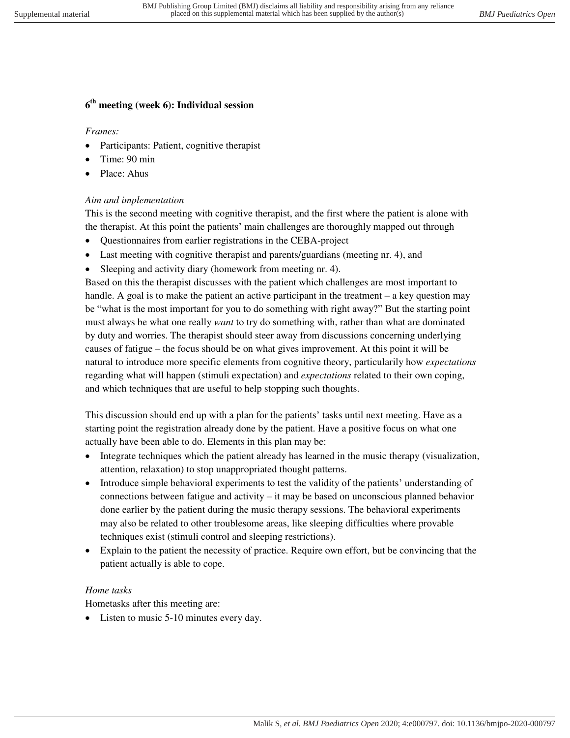### 6th meeting (week 6): Individual session

*Frames:*

- Participants: Patient, cognitive therapist
- Time: 90 min
- Place: Ahus

*Aim and implementation*

This is the second meeting with cognitive therapist, and the first where the patient is alone with the therapist. At this point the patients' main challenges are thoroughly mapped out through

- Questionnaires from earlier registrations in the CEBA-project
- Last meeting with cognitive therapist and parents/guardians (meeting nr. 4), and
- Sleeping and activity diary (homework from meeting nr. 4).

Based on this the therapist discusses with the patient which challenges are most important to handle. A goal is to make the patient an active participant in the treatment – a key question may be "what is the most important for you to do something with right away?" But the starting point must always be what one really *want* to try do something with, rather than what are dominated by duty and worries. The therapist should steer away from discussions concerning underlying causes of fatigue – the focus should be on what gives improvement. At this point it will be natural to introduce more specific elements from cognitive theory, particularily how *expectations* regarding what will happen (stimuli expectation) and *expectations* related to their own coping, and which techniques that are useful to help stopping such thoughts.

This discussion should end up with a plan for the patients' tasks until next meeting. Have as a starting point the registration already done by the patient. Have a positive focus on what one actually have been able to do. Elements in this plan may be:

- Integrate techniques which the patient already has learned in the music therapy (visualization, attention, relaxation) to stop unappropriated thought patterns.
- Introduce simple behavioral experiments to test the validity of the patients' understanding of connections between fatigue and activity – it may be based on unconscious planned behavior done earlier by the patient during the music therapy sessions. The behavioral experiments may also be related to other troublesome areas, like sleeping difficulties where provable techniques exist (stimuli control and sleeping restrictions).
- Explain to the patient the necessity of practice. Require own effort, but be convincing that the patient actually is able to cope.

*Home tasks*

Hometasks after this meeting are:

- Listen to music 5-10 minutes every day.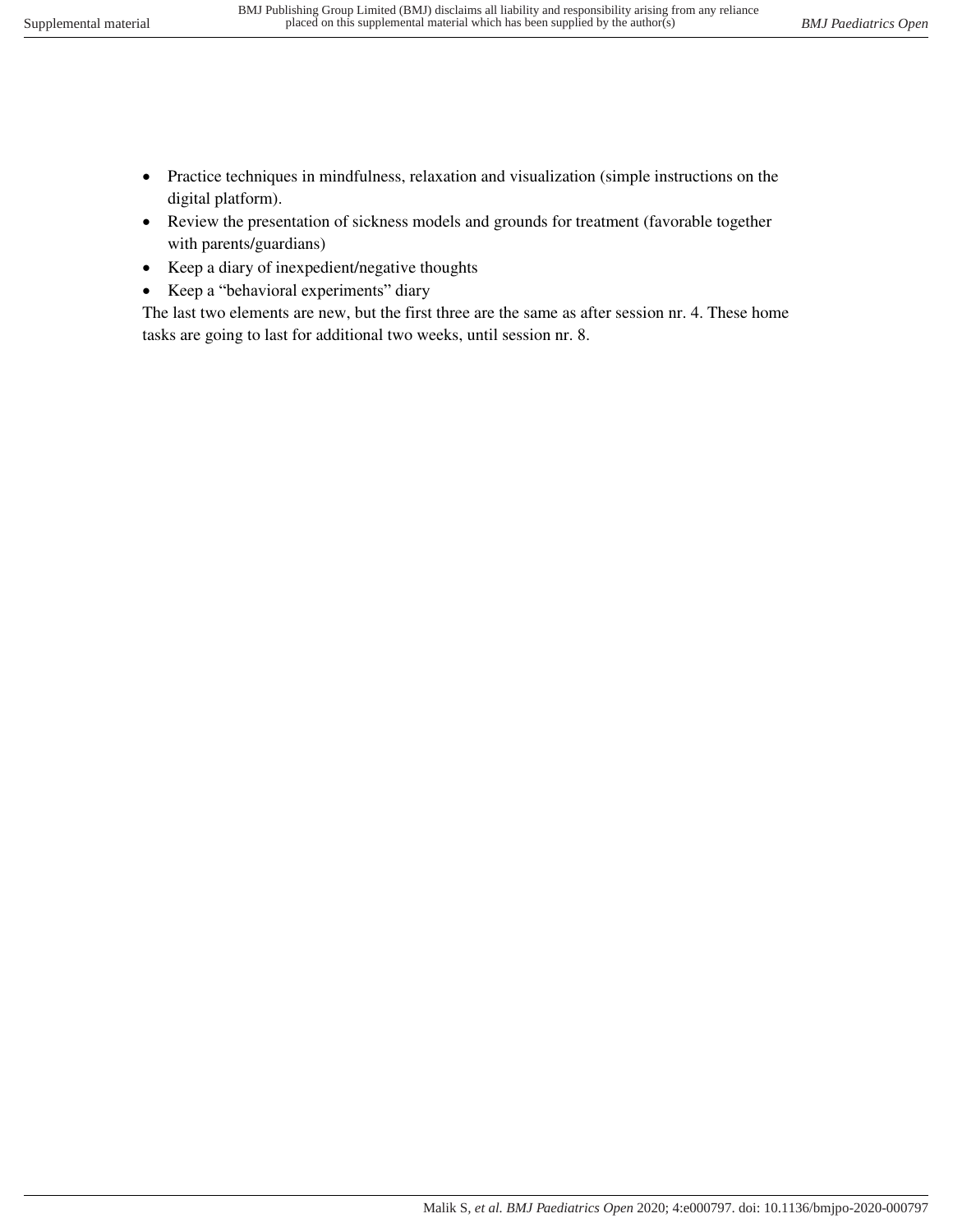- Practice techniques in mindfulness, relaxation and visualization (simple instructions on the digital platform).
- Review the presentation of sickness models and grounds for treatment (favorable together with parents/guardians)
- Keep a diary of inexpedient/negative thoughts
- Keep a "behavioral experiments" diary

The last two elements are new, but the first three are the same as after session nr. 4. These home tasks are going to last for additional two weeks, until session nr. 8.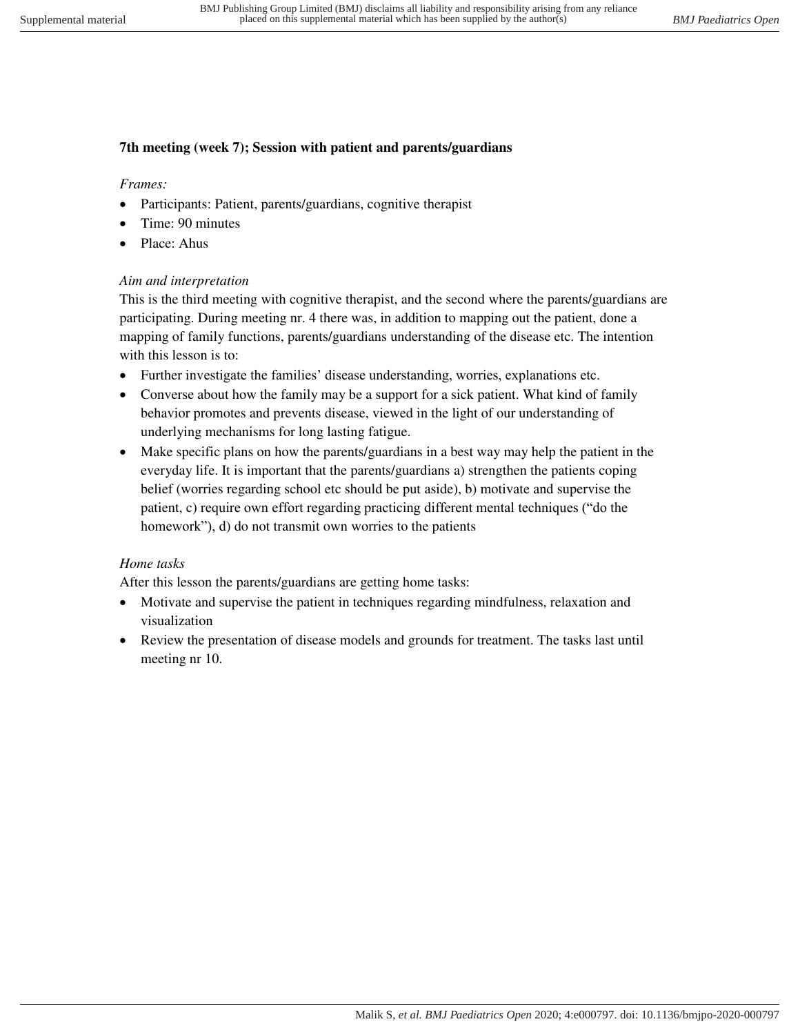**7th meeting (week 7); Session with patient and parents/guardians**

*Frames:*

- Participants: Patient, parents/guardians, cognitive therapist
- Time: 90 minutes
- Place: Ahus

*Aim and interpretation*

This is the third meeting with cognitive therapist, and the second where the parents/guardians are participating. During meeting nr. 4 there was, in addition to mapping out the patient, done a mapping of family functions, parents/guardians understanding of the disease etc. The intention with this lesson is to:

- Further investigate the families' disease understanding, worries, explanations etc.
- Converse about how the family may be a support for a sick patient. What kind of family behavior promotes and prevents disease, viewed in the light of our understanding of underlying mechanisms for long lasting fatigue.
- Make specific plans on how the parents/guardians in a best way may help the patient in the everyday life. It is important that the parents/guardians a) strengthen the patients coping belief (worries regarding school etc should be put aside), b) motivate and supervise the patient, c) require own effort regarding practicing different mental techniques ("do the homework"), d) do not transmit own worries to the patients

*Home tasks*

After this lesson the parents/guardians are getting home tasks:

- Motivate and supervise the patient in techniques regarding mindfulness, relaxation and visualization
- Review the presentation of disease models and grounds for treatment. The tasks last until meeting nr 10.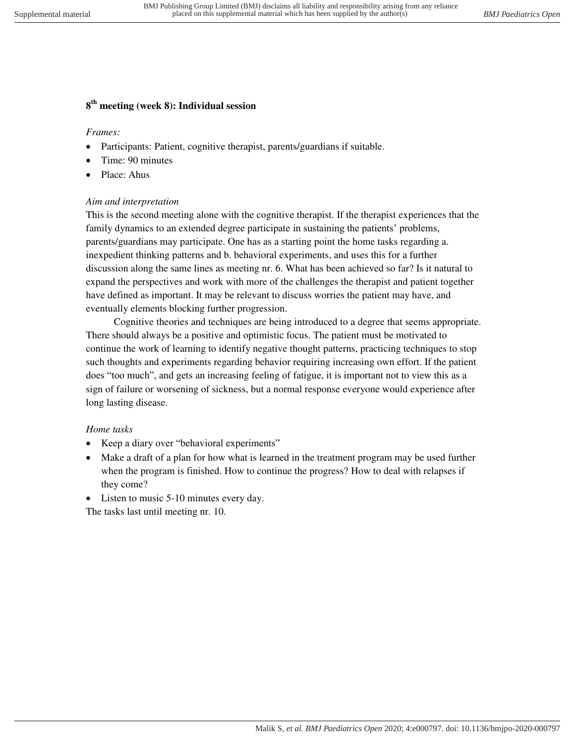### 8th meeting (week 8): Individual session

*Frames:*

- Participants: Patient, cognitive therapist, parents/guardians if suitable.
- Time: 90 minutes
- Place: Ahus

*Aim and interpretation*

This is the second meeting alone with the cognitive therapist. If the therapist experiences that the family dynamics to an extended degree participate in sustaining the patients' problems, parents/guardians may participate. One has as a starting point the home tasks regarding a. inexpedient thinking patterns and b. behavioral experiments, and uses this for a further discussion along the same lines as meeting nr. 6. What has been achieved so far? Is it natural to expand the perspectives and work with more of the challenges the therapist and patient together have defined as important. It may be relevant to discuss worries the patient may have, and eventually elements blocking further progression.

Cognitive theories and techniques are being introduced to a degree that seems appropriate. There should always be a positive and optimistic focus. The patient must be motivated to continue the work of learning to identify negative thought patterns, practicing techniques to stop such thoughts and experiments regarding behavior requiring increasing own effort. If the patient does "too much", and gets an increasing feeling of fatigue, it is important not to view this as a sign of failure or worsening of sickness, but a normal response everyone would experience after long lasting disease.

*Home tasks*

- Keep a diary over "behavioral experiments"
- Make a draft of a plan for how what is learned in the treatment program may be used further when the program is finished. How to continue the progress? How to deal with relapses if they come?
- Listen to music 5-10 minutes every day.

The tasks last until meeting nr. 10.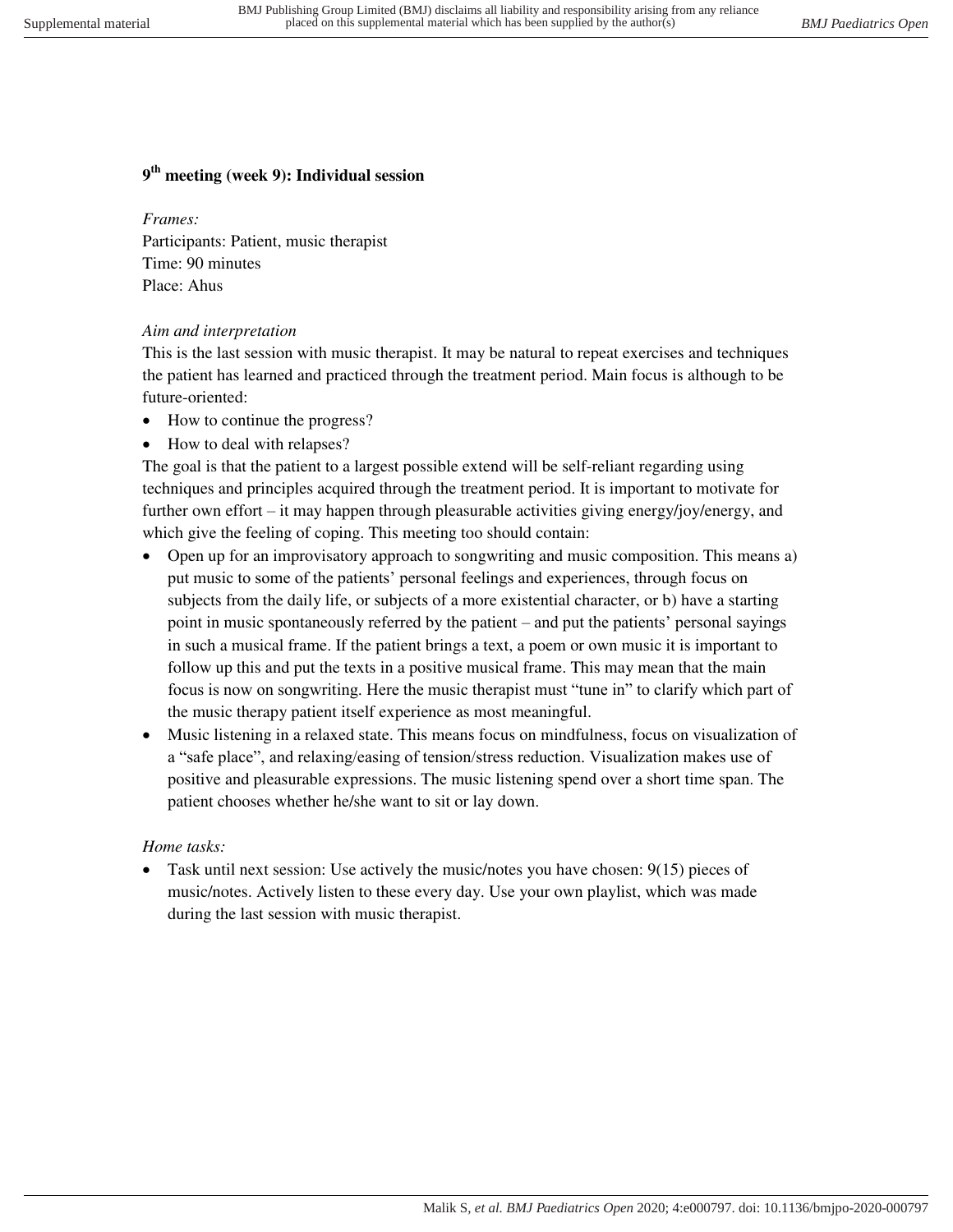### 9th meeting (week 9): Individual session

*Frames:*
Participants: Patient, music therapist
Time: 90 minutes
Place: Ahus

*Aim and interpretation*
This is the last session with music therapist. It may be natural to repeat exercises and techniques the patient has learned and practiced through the treatment period. Main focus is although to be future-oriented:

- How to continue the progress?
- How to deal with relapses?

The goal is that the patient to a largest possible extend will be self-reliant regarding using techniques and principles acquired through the treatment period. It is important to motivate for further own effort – it may happen through pleasurable activities giving energy/joy/energy, and which give the feeling of coping. This meeting too should contain:

- Open up for an improvisatory approach to songwriting and music composition. This means a) put music to some of the patients' personal feelings and experiences, through focus on subjects from the daily life, or subjects of a more existential character, or b) have a starting point in music spontaneously referred by the patient – and put the patients' personal sayings in such a musical frame. If the patient brings a text, a poem or own music it is important to follow up this and put the texts in a positive musical frame. This may mean that the main focus is now on songwriting. Here the music therapist must "tune in" to clarify which part of the music therapy patient itself experience as most meaningful.
- Music listening in a relaxed state. This means focus on mindfulness, focus on visualization of a "safe place", and relaxing/easing of tension/stress reduction. Visualization makes use of positive and pleasurable expressions. The music listening spend over a short time span. The patient chooses whether he/she want to sit or lay down.

*Home tasks:*

- Task until next session: Use actively the music/notes you have chosen: 9(15) pieces of music/notes. Actively listen to these every day. Use your own playlist, which was made during the last session with music therapist.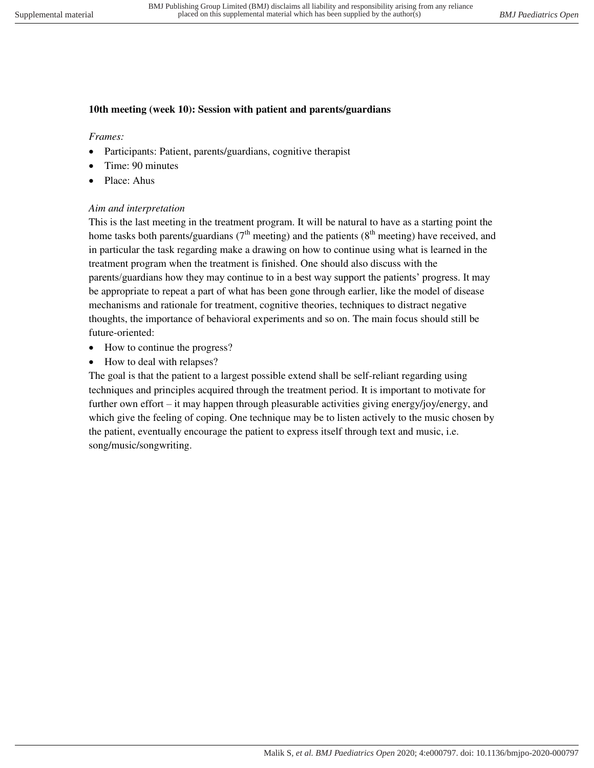**10th meeting (week 10): Session with patient and parents/guardians**

*Frames:*

- Participants: Patient, parents/guardians, cognitive therapist
- Time: 90 minutes
- Place: Ahus

*Aim and interpretation*

This is the last meeting in the treatment program. It will be natural to have as a starting point the home tasks both parents/guardians (7th meeting) and the patients (8th meeting) have received, and in particular the task regarding make a drawing on how to continue using what is learned in the treatment program when the treatment is finished. One should also discuss with the parents/guardians how they may continue to in a best way support the patients' progress. It may be appropriate to repeat a part of what has been gone through earlier, like the model of disease mechanisms and rationale for treatment, cognitive theories, techniques to distract negative thoughts, the importance of behavioral experiments and so on. The main focus should still be future-oriented:

- How to continue the progress?
- How to deal with relapses?

The goal is that the patient to a largest possible extend shall be self-reliant regarding using techniques and principles acquired through the treatment period. It is important to motivate for further own effort – it may happen through pleasurable activities giving energy/joy/energy, and which give the feeling of coping. One technique may be to listen actively to the music chosen by the patient, eventually encourage the patient to express itself through text and music, i.e. song/music/songwriting.